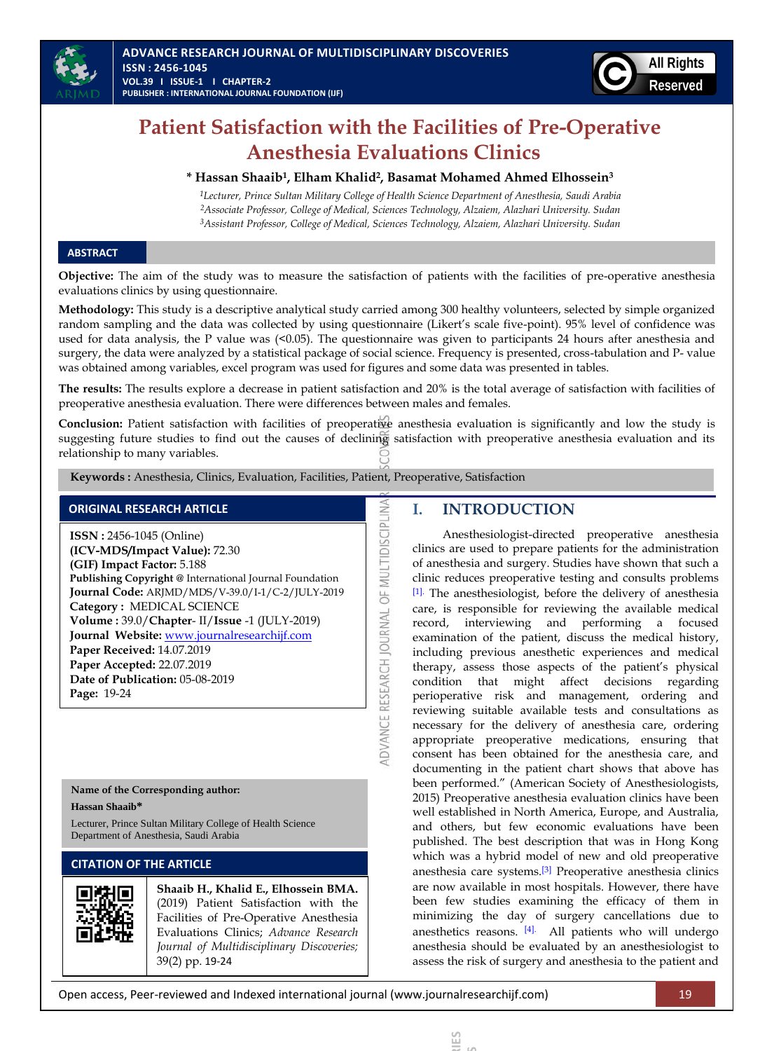# Patient Satisfaction with the Facilities of Pre-Operative Anesthesia Evaluations Clinics

**\* Hassan Shaaib[1], Elham Khalid[2], Basamat Mohamed Ahmed Elhossein[3]**

[1]*Lecturer, Prince Sultan Military College of Health Science Department of Anesthesia, Saudi Arabia*
[2]*Associate Professor, College of Medical, Sciences Technology, Alzaiem, Alazhari University. Sudan*
[3]*Assistant Professor, College of Medical, Sciences Technology, Alzaiem, Alazhari University. Sudan*

## ABSTRACT

**Objective:** The aim of the study was to measure the satisfaction of patients with the facilities of pre-operative anesthesia evaluations clinics by using questionnaire.

**Methodology:** This study is a descriptive analytical study carried among 300 healthy volunteers, selected by simple organized random sampling and the data was collected by using questionnaire (Likert's scale five-point). 95% level of confidence was used for data analysis, the P value was (<0.05). The questionnaire was given to participants 24 hours after anesthesia and surgery, the data were analyzed by a statistical package of social science. Frequency is presented, cross-tabulation and P- value was obtained among variables, excel program was used for figures and some data was presented in tables.

**The results:** The results explore a decrease in patient satisfaction and 20% is the total average of satisfaction with facilities of preoperative anesthesia evaluation. There were differences between males and females.

**Conclusion:** Patient satisfaction with facilities of preoperative anesthesia evaluation is significantly and low the study is suggesting future studies to find out the causes of declining satisfaction with preoperative anesthesia evaluation and its relationship to many variables.

**Keywords :** Anesthesia, Clinics, Evaluation, Facilities, Patient, Preoperative, Satisfaction

## ORIGINAL RESEARCH ARTICLE

**ISSN :** 2456-1045 (Online)
**(ICV-MDS/Impact Value):** 72.30
**(GIF) Impact Factor:** 5.188
**Publishing Copyright @** International Journal Foundation
**Journal Code:** ARJMD/MDS/V-39.0/I-1/C-2/JULY-2019
**Category :** MEDICAL SCIENCE
**Volume :** 39.0/**Chapter**- II/**Issue** -1 (JULY-2019)
**Journal Website:** www.journalresearchijf.com
**Paper Received:** 14.07.2019
**Paper Accepted:** 22.07.2019
**Date of Publication:** 05-08-2019
**Page:** 19-24

**Name of the Corresponding author:**
**Hassan Shaaib\***
Lecturer, Prince Sultan Military College of Health Science Department of Anesthesia, Saudi Arabia

## CITATION OF THE ARTICLE

**Shaaib H., Khalid E., Elhossein BMA.** (2019) Patient Satisfaction with the Facilities of Pre-Operative Anesthesia Evaluations Clinics; *Advance Research Journal of Multidisciplinary Discoveries;* 39(2) pp. 19-24

## I. INTRODUCTION

Anesthesiologist-directed preoperative anesthesia clinics are used to prepare patients for the administration of anesthesia and surgery. Studies have shown that such a clinic reduces preoperative testing and consults problems [1]. The anesthesiologist, before the delivery of anesthesia care, is responsible for reviewing the available medical record, interviewing and performing a focused examination of the patient, discuss the medical history, including previous anesthetic experiences and medical therapy, assess those aspects of the patient's physical condition that might affect decisions regarding perioperative risk and management, ordering and reviewing suitable available tests and consultations as necessary for the delivery of anesthesia care, ordering appropriate preoperative medications, ensuring that consent has been obtained for the anesthesia care, and documenting in the patient chart shows that above has been performed." (American Society of Anesthesiologists, 2015) Preoperative anesthesia evaluation clinics have been well established in North America, Europe, and Australia, and others, but few economic evaluations have been published. The best description that was in Hong Kong which was a hybrid model of new and old preoperative anesthesia care systems.[3] Preoperative anesthesia clinics are now available in most hospitals. However, there have been few studies examining the efficacy of them in minimizing the day of surgery cancellations due to anesthetics reasons. [4]. All patients who will undergo anesthesia should be evaluated by an anesthesiologist to assess the risk of surgery and anesthesia to the patient and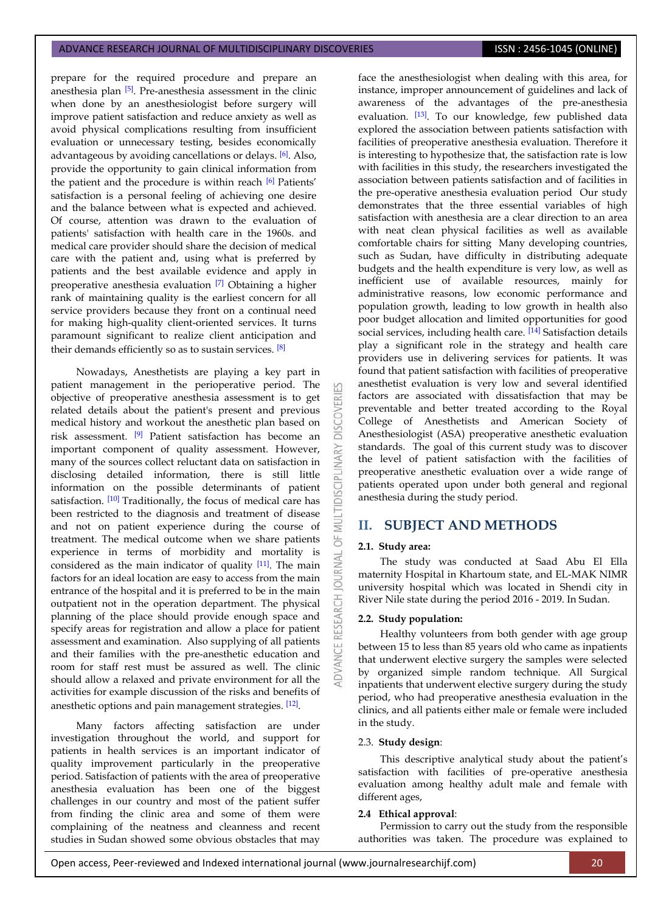prepare for the required procedure and prepare an anesthesia plan [5]. Pre-anesthesia assessment in the clinic when done by an anesthesiologist before surgery will improve patient satisfaction and reduce anxiety as well as avoid physical complications resulting from insufficient evaluation or unnecessary testing, besides economically advantageous by avoiding cancellations or delays. [6]. Also, provide the opportunity to gain clinical information from the patient and the procedure is within reach [6] Patients' satisfaction is a personal feeling of achieving one desire and the balance between what is expected and achieved. Of course, attention was drawn to the evaluation of patients' satisfaction with health care in the 1960s. and medical care provider should share the decision of medical care with the patient and, using what is preferred by patients and the best available evidence and apply in preoperative anesthesia evaluation [7] Obtaining a higher rank of maintaining quality is the earliest concern for all service providers because they front on a continual need for making high-quality client-oriented services. It turns paramount significant to realize client anticipation and their demands efficiently so as to sustain services. [8]

Nowadays, Anesthetists are playing a key part in patient management in the perioperative period. The objective of preoperative anesthesia assessment is to get related details about the patient's present and previous medical history and workout the anesthetic plan based on risk assessment. [9] Patient satisfaction has become an important component of quality assessment. However, many of the sources collect reluctant data on satisfaction in disclosing detailed information, there is still little information on the possible determinants of patient satisfaction. [10] Traditionally, the focus of medical care has been restricted to the diagnosis and treatment of disease and not on patient experience during the course of treatment. The medical outcome when we share patients experience in terms of morbidity and mortality is considered as the main indicator of quality [11]. The main factors for an ideal location are easy to access from the main entrance of the hospital and it is preferred to be in the main outpatient not in the operation department. The physical planning of the place should provide enough space and specify areas for registration and allow a place for patient assessment and examination. Also supplying of all patients and their families with the pre-anesthetic education and room for staff rest must be assured as well. The clinic should allow a relaxed and private environment for all the activities for example discussion of the risks and benefits of anesthetic options and pain management strategies. [12].

Many factors affecting satisfaction are under investigation throughout the world, and support for patients in health services is an important indicator of quality improvement particularly in the preoperative period. Satisfaction of patients with the area of preoperative anesthesia evaluation has been one of the biggest challenges in our country and most of the patient suffer from finding the clinic area and some of them were complaining of the neatness and cleanness and recent studies in Sudan showed some obvious obstacles that may face the anesthesiologist when dealing with this area, for instance, improper announcement of guidelines and lack of awareness of the advantages of the pre-anesthesia evaluation. [13]. To our knowledge, few published data explored the association between patients satisfaction with facilities of preoperative anesthesia evaluation. Therefore it is interesting to hypothesize that, the satisfaction rate is low with facilities in this study, the researchers investigated the association between patients satisfaction and of facilities in the pre-operative anesthesia evaluation period Our study demonstrates that the three essential variables of high satisfaction with anesthesia are a clear direction to an area with neat clean physical facilities as well as available comfortable chairs for sitting Many developing countries, such as Sudan, have difficulty in distributing adequate budgets and the health expenditure is very low, as well as inefficient use of available resources, mainly for administrative reasons, low economic performance and population growth, leading to low growth in health also poor budget allocation and limited opportunities for good social services, including health care. [14] Satisfaction details play a significant role in the strategy and health care providers use in delivering services for patients. It was found that patient satisfaction with facilities of preoperative anesthetist evaluation is very low and several identified factors are associated with dissatisfaction that may be preventable and better treated according to the Royal College of Anesthetists and American Society of Anesthesiologist (ASA) preoperative anesthetic evaluation standards. The goal of this current study was to discover the level of patient satisfaction with the facilities of preoperative anesthetic evaluation over a wide range of patients operated upon under both general and regional anesthesia during the study period.

## II. SUBJECT AND METHODS

### 2.1. Study area:

The study was conducted at Saad Abu El Ella maternity Hospital in Khartoum state, and EL-MAK NIMR university hospital which was located in Shendi city in River Nile state during the period 2016 - 2019. In Sudan.

### 2.2. Study population:

Healthy volunteers from both gender with age group between 15 to less than 85 years old who came as inpatients that underwent elective surgery the samples were selected by organized simple random technique. All Surgical inpatients that underwent elective surgery during the study period, who had preoperative anesthesia evaluation in the clinics, and all patients either male or female were included in the study.

### 2.3. Study design:

This descriptive analytical study about the patient's satisfaction with facilities of pre-operative anesthesia evaluation among healthy adult male and female with different ages,

### 2.4 Ethical approval:

Permission to carry out the study from the responsible authorities was taken. The procedure was explained to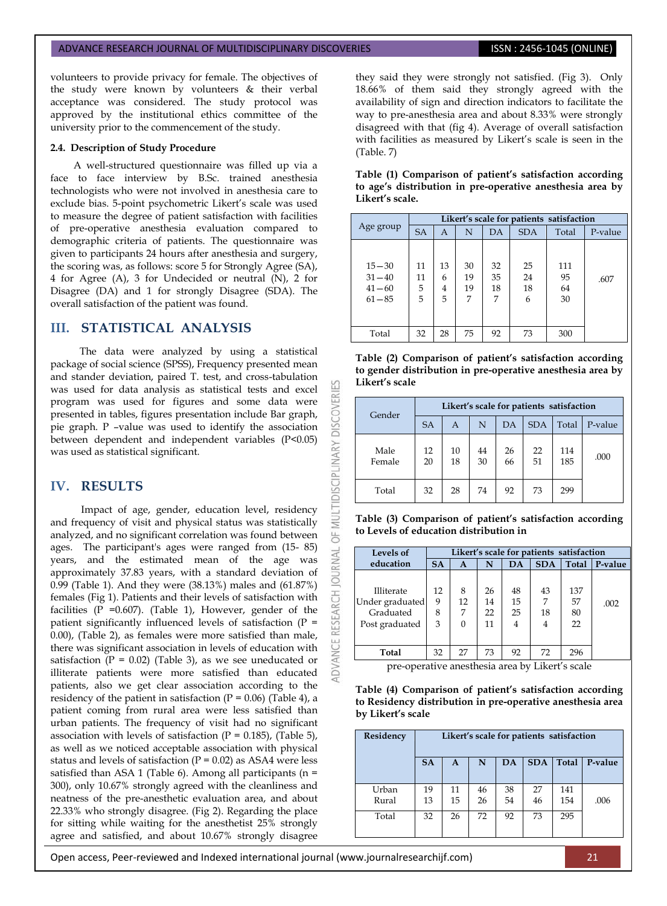volunteers to provide privacy for female. The objectives of the study were known by volunteers & their verbal acceptance was considered. The study protocol was approved by the institutional ethics committee of the university prior to the commencement of the study.

### 2.4. Description of Study Procedure

A well-structured questionnaire was filled up via a face to face interview by B.Sc. trained anesthesia technologists who were not involved in anesthesia care to exclude bias. 5-point psychometric Likert's scale was used to measure the degree of patient satisfaction with facilities of pre-operative anesthesia evaluation compared to demographic criteria of patients. The questionnaire was given to participants 24 hours after anesthesia and surgery, the scoring was, as follows: score 5 for Strongly Agree (SA), 4 for Agree (A), 3 for Undecided or neutral (N), 2 for Disagree (DA) and 1 for strongly Disagree (SDA). The overall satisfaction of the patient was found.

## III. STATISTICAL ANALYSIS

The data were analyzed by using a statistical package of social science (SPSS), Frequency presented mean and stander deviation, paired T. test, and cross-tabulation was used for data analysis as statistical tests and excel program was used for figures and some data were presented in tables, figures presentation include Bar graph, pie graph. P –value was used to identify the association between dependent and independent variables (P<0.05) was used as statistical significant.

## IV. RESULTS

Impact of age, gender, education level, residency and frequency of visit and physical status was statistically analyzed, and no significant correlation was found between ages. The participant's ages were ranged from (15- 85) years, and the estimated mean of the age was approximately 37.83 years, with a standard deviation of 0.99 (Table 1). And they were (38.13%) males and (61.87%) females (Fig 1). Patients and their levels of satisfaction with facilities (P =0.607). (Table 1), However, gender of the patient significantly influenced levels of satisfaction (P = 0.00), (Table 2), as females were more satisfied than male, there was significant association in levels of education with satisfaction (P = 0.02) (Table 3), as we see uneducated or illiterate patients were more satisfied than educated patients, also we get clear association according to the residency of the patient in satisfaction (P = 0.06) (Table 4), a patient coming from rural area were less satisfied than urban patients. The frequency of visit had no significant association with levels of satisfaction (P = 0.185), (Table 5), as well as we noticed acceptable association with physical status and levels of satisfaction (P = 0.02) as ASA4 were less satisfied than ASA 1 (Table 6). Among all participants (n = 300), only 10.67% strongly agreed with the cleanliness and neatness of the pre-anesthetic evaluation area, and about 22.33% who strongly disagree. (Fig 2). Regarding the place for sitting while waiting for the anesthetist 25% strongly agree and satisfied, and about 10.67% strongly disagree they said they were strongly not satisfied. (Fig 3). Only 18.66% of them said they strongly agreed with the availability of sign and direction indicators to facilitate the way to pre-anesthesia area and about 8.33% were strongly disagreed with that (fig 4). Average of overall satisfaction with facilities as measured by Likert's scale is seen in the (Table. 7)

**Table (1) Comparison of patient's satisfaction according to age's distribution in pre-operative anesthesia area by Likert's scale.**

| Age group | Likert's scale for patients satisfaction | | | | | | |
|---|---|---|---|---|---|---|---|
| | SA | A | N | DA | SDA | Total | P-value |
| 15 – 30 | 11 | 13 | 30 | 32 | 25 | 111 | .607 |
| 31 – 40 | 11 | 6 | 19 | 35 | 24 | 95 | |
| 41 – 60 | 5 | 4 | 19 | 18 | 18 | 64 | |
| 61 – 85 | 5 | 5 | 7 | 7 | 6 | 30 | |
| Total | 32 | 28 | 75 | 92 | 73 | 300 | |

**Table (2) Comparison of patient's satisfaction according to gender distribution in pre-operative anesthesia area by Likert's scale**

| Gender | Likert's scale for patients satisfaction | | | | | | |
|---|---|---|---|---|---|---|---|
| | SA | A | N | DA | SDA | Total | P-value |
| Male | 12 | 10 | 44 | 26 | 22 | 114 | .000 |
| Female | 20 | 18 | 30 | 66 | 51 | 185 | |
| Total | 32 | 28 | 74 | 92 | 73 | 299 | |

**Table (3) Comparison of patient's satisfaction according to Levels of education distribution in pre-operative anesthesia area by Likert's scale**

| Levels of education | Likert's scale for patients satisfaction | | | | | | |
|---|---|---|---|---|---|---|---|
| | SA | A | N | DA | SDA | Total | P-value |
| Illiterate | 12 | 8 | 26 | 48 | 43 | 137 | .002 |
| Under graduated | 9 | 12 | 14 | 15 | 7 | 57 | |
| Graduated | 8 | 7 | 22 | 25 | 18 | 80 | |
| Post graduated | 3 | 0 | 11 | 4 | 4 | 22 | |
| **Total** | 32 | 27 | 73 | 92 | 72 | 296 | |

**Table (4) Comparison of patient's satisfaction according to Residency distribution in pre-operative anesthesia area by Likert's scale**

| Residency | Likert's scale for patients satisfaction | | | | | | |
|---|---|---|---|---|---|---|---|
| | SA | A | N | DA | SDA | Total | P-value |
| Urban | 19 | 11 | 46 | 38 | 27 | 141 | .006 |
| Rural | 13 | 15 | 26 | 54 | 46 | 154 | |
| Total | 32 | 26 | 72 | 92 | 73 | 295 | |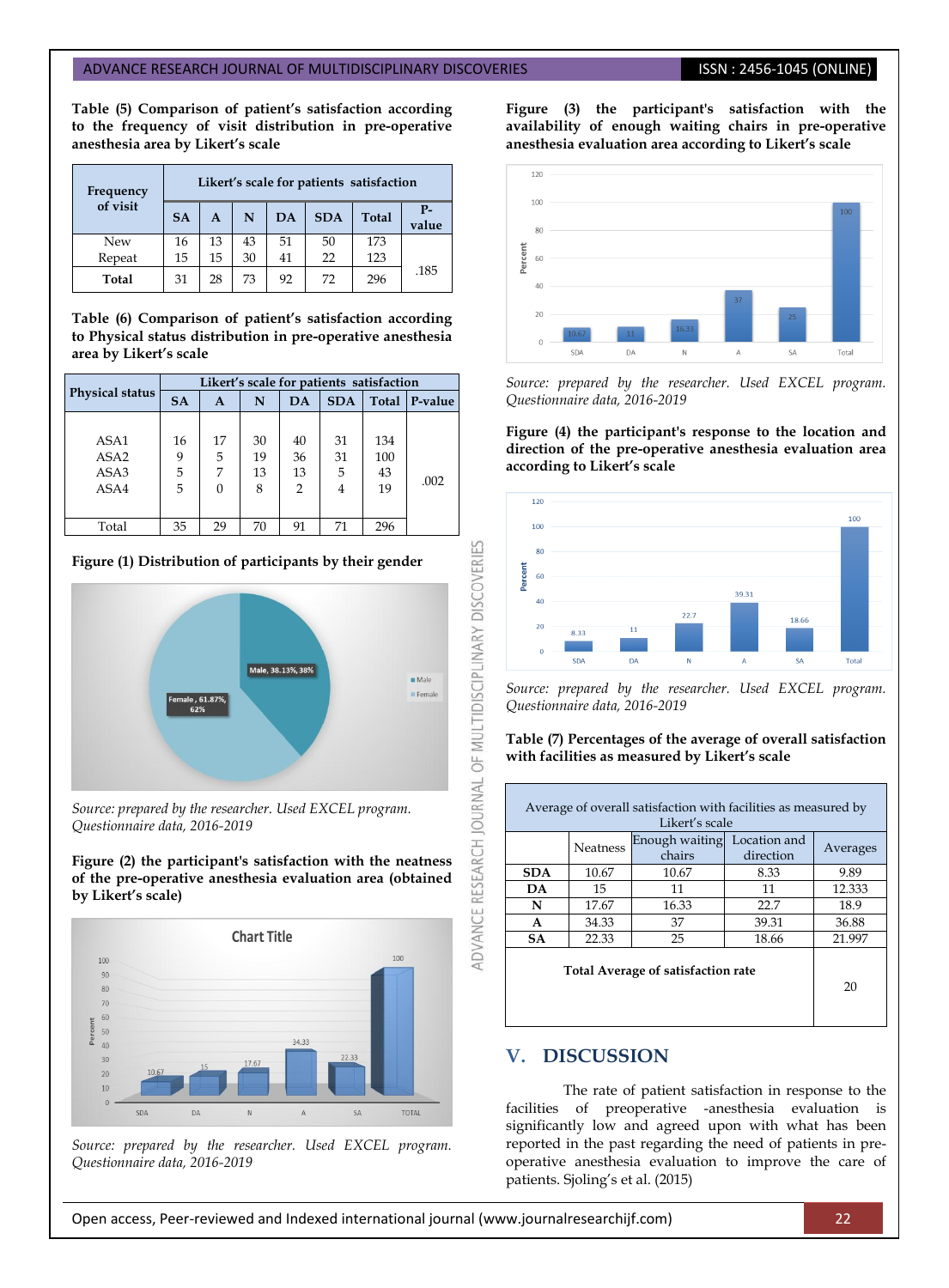**Table (5) Comparison of patient's satisfaction according to the frequency of visit distribution in pre-operative anesthesia area by Likert's scale**

| Frequency of visit | Likert's scale for patients satisfaction | | | | | | |
|---|---|---|---|---|---|---|---|
| | SA | A | N | DA | SDA | Total | P-value |
| New | 16 | 13 | 43 | 51 | 50 | 173 | .185 |
| Repeat | 15 | 15 | 30 | 41 | 22 | 123 | |
| Total | 31 | 28 | 73 | 92 | 72 | 296 | |

**Table (6) Comparison of patient's satisfaction according to Physical status distribution in pre-operative anesthesia area by Likert's scale**

| Physical status | Likert's scale for patients satisfaction | | | | | | |
|---|---|---|---|---|---|---|---|
| | SA | A | N | DA | SDA | Total | P-value |
| ASA1 | 16 | 17 | 30 | 40 | 31 | 134 | .002 |
| ASA2 | 9 | 5 | 19 | 36 | 31 | 100 | |
| ASA3 | 5 | 7 | 13 | 13 | 5 | 43 | |
| ASA4 | 5 | 0 | 8 | 2 | 4 | 19 | |
| Total | 35 | 29 | 70 | 91 | 71 | 296 | |

**Figure (1) Distribution of participants by their gender**

*Source: prepared by the researcher. Used EXCEL program. Questionnaire data, 2016-2019*

**Figure (2) the participant's satisfaction with the neatness of the pre-operative anesthesia evaluation area (obtained by Likert's scale)**

*Source: prepared by the researcher. Used EXCEL program. Questionnaire data, 2016-2019*

**Figure (3) the participant's satisfaction with the availability of enough waiting chairs in pre-operative anesthesia evaluation area according to Likert's scale**

*Source: prepared by the researcher. Used EXCEL program. Questionnaire data, 2016-2019*

**Figure (4) the participant's response to the location and direction of the pre-operative anesthesia evaluation area according to Likert's scale**

*Source: prepared by the researcher. Used EXCEL program. Questionnaire data, 2016-2019*

**Table (7) Percentages of the average of overall satisfaction with facilities as measured by Likert's scale**

| Average of overall satisfaction with facilities as measured by Likert's scale | | | | |
|---|---|---|---|---|
| | Neatness | Enough waiting chairs | Location and direction | Averages |
| **SDA** | 10.67 | 10.67 | 8.33 | 9.89 |
| **DA** | 15 | 11 | 11 | 12.333 |
| **N** | 17.67 | 16.33 | 22.7 | 18.9 |
| **A** | 34.33 | 37 | 39.31 | 36.88 |
| **SA** | 22.33 | 25 | 18.66 | 21.997 |
| **Total Average of satisfaction rate** | | | | 20 |

## V. DISCUSSION

The rate of patient satisfaction in response to the facilities of preoperative -anesthesia evaluation is significantly low and agreed upon with what has been reported in the past regarding the need of patients in pre-operative anesthesia evaluation to improve the care of patients. Sjoling's et al. (2015)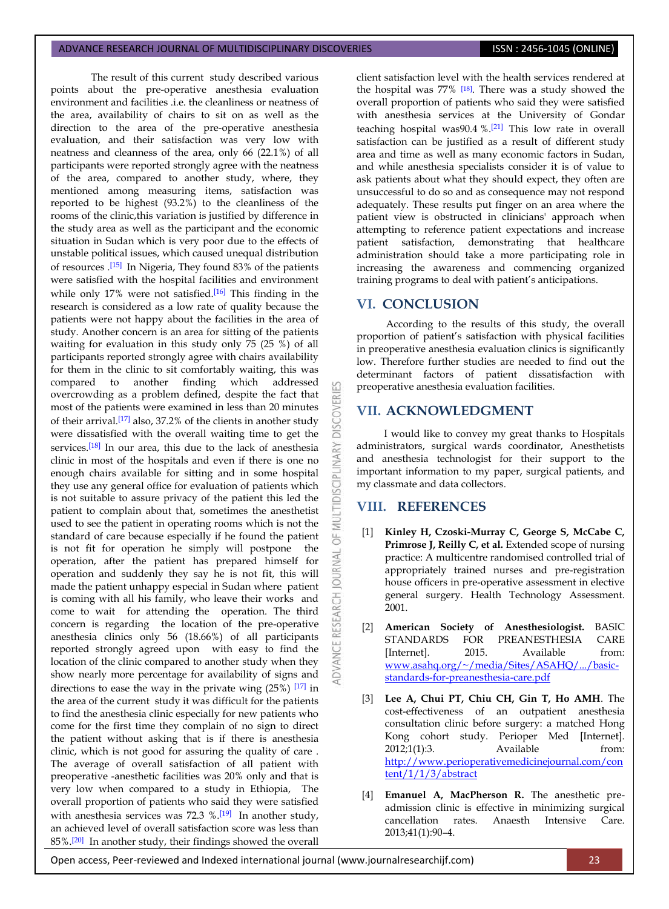The result of this current study described various points about the pre-operative anesthesia evaluation environment and facilities .i.e. the cleanliness or neatness of the area, availability of chairs to sit on as well as the direction to the area of the pre-operative anesthesia evaluation, and their satisfaction was very low with neatness and cleanness of the area, only 66 (22.1%) of all participants were reported strongly agree with the neatness of the area, compared to another study, where, they mentioned among measuring items, satisfaction was reported to be highest (93.2%) to the cleanliness of the rooms of the clinic,this variation is justified by difference in the study area as well as the participant and the economic situation in Sudan which is very poor due to the effects of unstable political issues, which caused unequal distribution of resources .[15] In Nigeria, They found 83% of the patients were satisfied with the hospital facilities and environment while only 17% were not satisfied.[16] This finding in the research is considered as a low rate of quality because the patients were not happy about the facilities in the area of study. Another concern is an area for sitting of the patients waiting for evaluation in this study only 75 (25 %) of all participants reported strongly agree with chairs availability for them in the clinic to sit comfortably waiting, this was compared to another finding which addressed overcrowding as a problem defined, despite the fact that most of the patients were examined in less than 20 minutes of their arrival.[17] also, 37.2% of the clients in another study were dissatisfied with the overall waiting time to get the services.[18] In our area, this due to the lack of anesthesia clinic in most of the hospitals and even if there is one no enough chairs available for sitting and in some hospital they use any general office for evaluation of patients which is not suitable to assure privacy of the patient this led the patient to complain about that, sometimes the anesthetist used to see the patient in operating rooms which is not the standard of care because especially if he found the patient is not fit for operation he simply will postpone the operation, after the patient has prepared himself for operation and suddenly they say he is not fit, this will made the patient unhappy especial in Sudan where patient is coming with all his family, who leave their works and come to wait for attending the operation. The third concern is regarding the location of the pre-operative anesthesia clinics only 56 (18.66%) of all participants reported strongly agreed upon with easy to find the location of the clinic compared to another study when they show nearly more percentage for availability of signs and directions to ease the way in the private wing (25%) [17] in the area of the current study it was difficult for the patients to find the anesthesia clinic especially for new patients who come for the first time they complain of no sign to direct the patient without asking that is if there is anesthesia clinic, which is not good for assuring the quality of care . The average of overall satisfaction of all patient with preoperative -anesthetic facilities was 20% only and that is very low when compared to a study in Ethiopia, The overall proportion of patients who said they were satisfied with anesthesia services was 72.3 %.[19] In another study, an achieved level of overall satisfaction score was less than 85%.[20] In another study, their findings showed the overall client satisfaction level with the health services rendered at the hospital was 77% [18]. There was a study showed the overall proportion of patients who said they were satisfied with anesthesia services at the University of Gondar teaching hospital was90.4 %.[21] This low rate in overall satisfaction can be justified as a result of different study area and time as well as many economic factors in Sudan, and while anesthesia specialists consider it is of value to ask patients about what they should expect, they often are unsuccessful to do so and as consequence may not respond adequately. These results put finger on an area where the patient view is obstructed in clinicians' approach when attempting to reference patient expectations and increase patient satisfaction, demonstrating that healthcare administration should take a more participating role in increasing the awareness and commencing organized training programs to deal with patient's anticipations.

## VI. CONCLUSION

According to the results of this study, the overall proportion of patient's satisfaction with physical facilities in preoperative anesthesia evaluation clinics is significantly low. Therefore further studies are needed to find out the determinant factors of patient dissatisfaction with preoperative anesthesia evaluation facilities.

## VII. ACKNOWLEDGMENT

I would like to convey my great thanks to Hospitals administrators, surgical wards coordinator, Anesthetists and anesthesia technologist for their support to the important information to my paper, surgical patients, and my classmate and data collectors.

## VIII. REFERENCES

[1] **Kinley H, Czoski-Murray C, George S, McCabe C, Primrose J, Reilly C, et al.** Extended scope of nursing practice: A multicentre randomised controlled trial of appropriately trained nurses and pre-registration house officers in pre-operative assessment in elective general surgery. Health Technology Assessment. 2001.

[2] **American Society of Anesthesiologist.** BASIC STANDARDS FOR PREANESTHESIA CARE [Internet]. 2015. Available from: www.asahq.org/~/media/Sites/ASAHQ/.../basic-standards-for-preanesthesia-care.pdf

[3] **Lee A, Chui PT, Chiu CH, Gin T, Ho AMH**. The cost-effectiveness of an outpatient anesthesia consultation clinic before surgery: a matched Hong Kong cohort study. Perioper Med [Internet]. 2012;1(1):3. Available from: http://www.perioperativemedicinejournal.com/content/1/1/3/abstract

[4] **Emanuel A, MacPherson R.** The anesthetic pre-admission clinic is effective in minimizing surgical cancellation rates. Anaesth Intensive Care. 2013;41(1):90–4.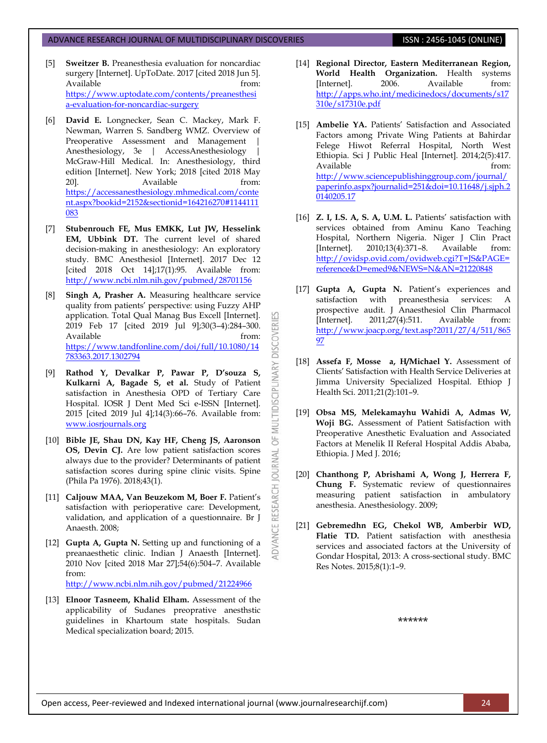[5] **Sweitzer B.** Preanesthesia evaluation for noncardiac surgery [Internet]. UpToDate. 2017 [cited 2018 Jun 5]. Available from: https://www.uptodate.com/contents/preanesthesia-evaluation-for-noncardiac-surgery

[6] **David E.** Longnecker, Sean C. Mackey, Mark F. Newman, Warren S. Sandberg WMZ. Overview of Preoperative Assessment and Management | Anesthesiology, 3e | AccessAnesthesiology | McGraw-Hill Medical. In: Anesthesiology, third edition [Internet]. New York; 2018 [cited 2018 May 20]. Available from: https://accessanesthesiology.mhmedical.com/content.aspx?bookid=2152&sectionid=164216270#1144111083

[7] **Stubenrouch FE, Mus EMKK, Lut JW, Hesselink EM, Ubbink DT.** The current level of shared decision-making in anesthesiology: An exploratory study. BMC Anesthesiol [Internet]. 2017 Dec 12 [cited 2018 Oct 14];17(1):95. Available from: http://www.ncbi.nlm.nih.gov/pubmed/28701156

[8] **Singh A, Prasher A.** Measuring healthcare service quality from patients' perspective: using Fuzzy AHP application. Total Qual Manag Bus Excell [Internet]. 2019 Feb 17 [cited 2019 Jul 9];30(3–4):284–300. Available from: https://www.tandfonline.com/doi/full/10.1080/14783363.2017.1302794

[9] **Rathod Y, Devalkar P, Pawar P, D'souza S, Kulkarni A, Bagade S, et al.** Study of Patient satisfaction in Anesthesia OPD of Tertiary Care Hospital. IOSR J Dent Med Sci e-ISSN [Internet]. 2015 [cited 2019 Jul 4];14(3):66–76. Available from: www.iosrjournals.org

[10] **Bible JE, Shau DN, Kay HF, Cheng JS, Aaronson OS, Devin CJ.** Are low patient satisfaction scores always due to the provider? Determinants of patient satisfaction scores during spine clinic visits. Spine (Phila Pa 1976). 2018;43(1).

[11] **Caljouw MAA, Van Beuzekom M, Boer F.** Patient's satisfaction with perioperative care: Development, validation, and application of a questionnaire. Br J Anaesth. 2008;

[12] **Gupta A, Gupta N.** Setting up and functioning of a preanaesthetic clinic. Indian J Anaesth [Internet]. 2010 Nov [cited 2018 Mar 27];54(6):504–7. Available from: http://www.ncbi.nlm.nih.gov/pubmed/21224966

[13] **Elnoor Tasneem, Khalid Elham.** Assessment of the applicability of Sudanes preoprative anesthstic guidelines in Khartoum state hospitals. Sudan Medical specialization board; 2015.

[14] **Regional Director, Eastern Mediterranean Region, World Health Organization.** Health systems [Internet]. 2006. Available from: http://apps.who.int/medicinedocs/documents/s17310e/s17310e.pdf

[15] **Ambelie YA.** Patients' Satisfaction and Associated Factors among Private Wing Patients at Bahirdar Felege Hiwot Referral Hospital, North West Ethiopia. Sci J Public Heal [Internet]. 2014;2(5):417. Available from: http://www.sciencepublishinggroup.com/journal/paperinfo.aspx?journalid=251&doi=10.11648/j.sjph.20140205.17

[16] **Z. I, I.S. A, S. A, U.M. L.** Patients' satisfaction with services obtained from Aminu Kano Teaching Hospital, Northern Nigeria. Niger J Clin Pract [Internet]. 2010;13(4):371–8. Available from: http://ovidsp.ovid.com/ovidweb.cgi?T=JS&PAGE=reference&D=emed9&NEWS=N&AN=21220848

[17] **Gupta A, Gupta N.** Patient's experiences and satisfaction with preanesthesia services: A prospective audit. J Anaesthesiol Clin Pharmacol [Internet]. 2011;27(4):511. Available from: http://www.joacp.org/text.asp?2011/27/4/511/86597

[18] **Assefa F, Mosse a, H/Michael Y.** Assessment of Clients' Satisfaction with Health Service Deliveries at Jimma University Specialized Hospital. Ethiop J Health Sci. 2011;21(2):101–9.

[19] **Obsa MS, Melekamayhu Wahidi A, Admas W, Woji BG.** Assessment of Patient Satisfaction with Preoperative Anesthetic Evaluation and Associated Factors at Menelik II Referal Hospital Addis Ababa, Ethiopia. J Med J. 2016;

[20] **Chanthong P, Abrishami A, Wong J, Herrera F, Chung F.** Systematic review of questionnaires measuring patient satisfaction in ambulatory anesthesia. Anesthesiology. 2009;

[21] **Gebremedhn EG, Chekol WB, Amberbir WD, Flatie TD.** Patient satisfaction with anesthesia services and associated factors at the University of Gondar Hospital, 2013: A cross-sectional study. BMC Res Notes. 2015;8(1):1–9.

******